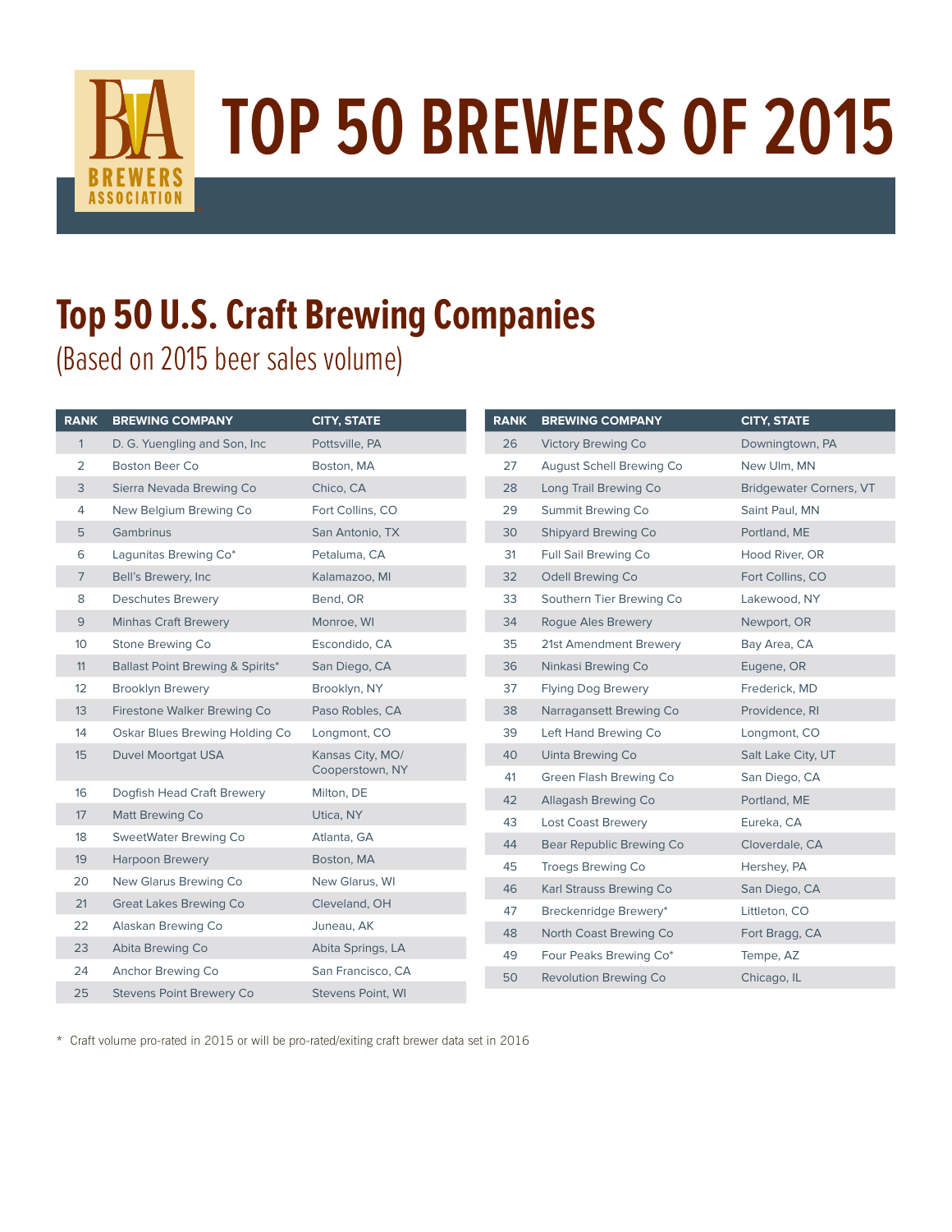# TOP 50 BREWERS OF 2015

BREWERS ASSOCIATION

## Top 50 U.S. Craft Brewing Companies

(Based on 2015 beer sales volume)

| RANK | BREWING COMPANY | CITY, STATE |
|---|---|---|
| 1 | D. G. Yuengling and Son, Inc | Pottsville, PA |
| 2 | Boston Beer Co | Boston, MA |
| 3 | Sierra Nevada Brewing Co | Chico, CA |
| 4 | New Belgium Brewing Co | Fort Collins, CO |
| 5 | Gambrinus | San Antonio, TX |
| 6 | Lagunitas Brewing Co* | Petaluma, CA |
| 7 | Bell's Brewery, Inc | Kalamazoo, MI |
| 8 | Deschutes Brewery | Bend, OR |
| 9 | Minhas Craft Brewery | Monroe, WI |
| 10 | Stone Brewing Co | Escondido, CA |
| 11 | Ballast Point Brewing & Spirits* | San Diego, CA |
| 12 | Brooklyn Brewery | Brooklyn, NY |
| 13 | Firestone Walker Brewing Co | Paso Robles, CA |
| 14 | Oskar Blues Brewing Holding Co | Longmont, CO |
| 15 | Duvel Moortgat USA | Kansas City, MO/ Cooperstown, NY |
| 16 | Dogfish Head Craft Brewery | Milton, DE |
| 17 | Matt Brewing Co | Utica, NY |
| 18 | SweetWater Brewing Co | Atlanta, GA |
| 19 | Harpoon Brewery | Boston, MA |
| 20 | New Glarus Brewing Co | New Glarus, WI |
| 21 | Great Lakes Brewing Co | Cleveland, OH |
| 22 | Alaskan Brewing Co | Juneau, AK |
| 23 | Abita Brewing Co | Abita Springs, LA |
| 24 | Anchor Brewing Co | San Francisco, CA |
| 25 | Stevens Point Brewery Co | Stevens Point, WI |
| 26 | Victory Brewing Co | Downingtown, PA |
| 27 | August Schell Brewing Co | New Ulm, MN |
| 28 | Long Trail Brewing Co | Bridgewater Corners, VT |
| 29 | Summit Brewing Co | Saint Paul, MN |
| 30 | Shipyard Brewing Co | Portland, ME |
| 31 | Full Sail Brewing Co | Hood River, OR |
| 32 | Odell Brewing Co | Fort Collins, CO |
| 33 | Southern Tier Brewing Co | Lakewood, NY |
| 34 | Rogue Ales Brewery | Newport, OR |
| 35 | 21st Amendment Brewery | Bay Area, CA |
| 36 | Ninkasi Brewing Co | Eugene, OR |
| 37 | Flying Dog Brewery | Frederick, MD |
| 38 | Narragansett Brewing Co | Providence, RI |
| 39 | Left Hand Brewing Co | Longmont, CO |
| 40 | Uinta Brewing Co | Salt Lake City, UT |
| 41 | Green Flash Brewing Co | San Diego, CA |
| 42 | Allagash Brewing Co | Portland, ME |
| 43 | Lost Coast Brewery | Eureka, CA |
| 44 | Bear Republic Brewing Co | Cloverdale, CA |
| 45 | Troegs Brewing Co | Hershey, PA |
| 46 | Karl Strauss Brewing Co | San Diego, CA |
| 47 | Breckenridge Brewery* | Littleton, CO |
| 48 | North Coast Brewing Co | Fort Bragg, CA |
| 49 | Four Peaks Brewing Co* | Tempe, AZ |
| 50 | Revolution Brewing Co | Chicago, IL |

\* Craft volume pro-rated in 2015 or will be pro-rated/exiting craft brewer data set in 2016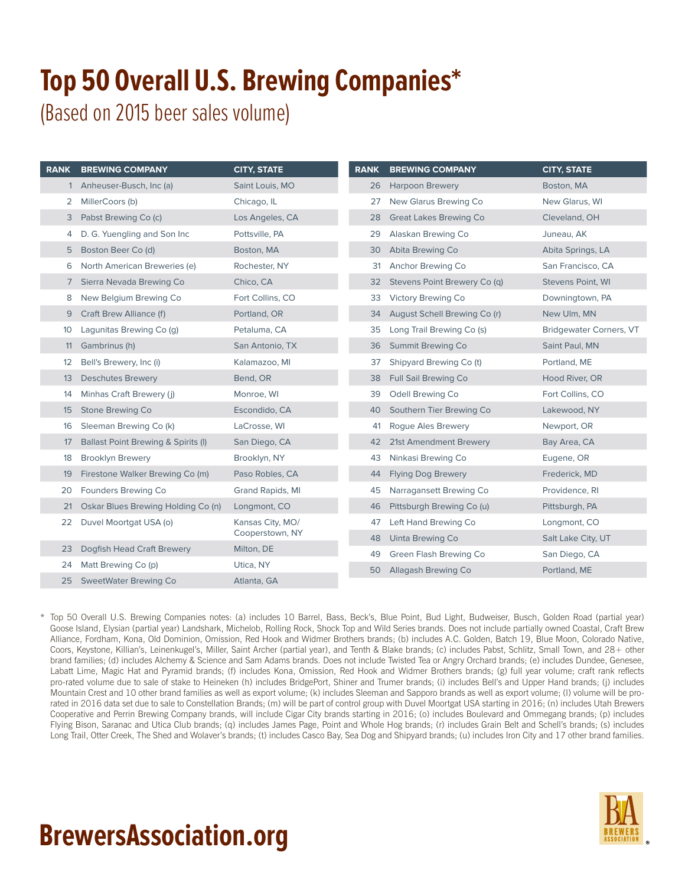# Top 50 Overall U.S. Brewing Companies*

(Based on 2015 beer sales volume)

| RANK | BREWING COMPANY | CITY, STATE |
|---|---|---|
| 1 | Anheuser-Busch, Inc (a) | Saint Louis, MO |
| 2 | MillerCoors (b) | Chicago, IL |
| 3 | Pabst Brewing Co (c) | Los Angeles, CA |
| 4 | D. G. Yuengling and Son Inc | Pottsville, PA |
| 5 | Boston Beer Co (d) | Boston, MA |
| 6 | North American Breweries (e) | Rochester, NY |
| 7 | Sierra Nevada Brewing Co | Chico, CA |
| 8 | New Belgium Brewing Co | Fort Collins, CO |
| 9 | Craft Brew Alliance (f) | Portland, OR |
| 10 | Lagunitas Brewing Co (g) | Petaluma, CA |
| 11 | Gambrinus (h) | San Antonio, TX |
| 12 | Bell's Brewery, Inc (i) | Kalamazoo, MI |
| 13 | Deschutes Brewery | Bend, OR |
| 14 | Minhas Craft Brewery (j) | Monroe, WI |
| 15 | Stone Brewing Co | Escondido, CA |
| 16 | Sleeman Brewing Co (k) | LaCrosse, WI |
| 17 | Ballast Point Brewing & Spirits (l) | San Diego, CA |
| 18 | Brooklyn Brewery | Brooklyn, NY |
| 19 | Firestone Walker Brewing Co (m) | Paso Robles, CA |
| 20 | Founders Brewing Co | Grand Rapids, MI |
| 21 | Oskar Blues Brewing Holding Co (n) | Longmont, CO |
| 22 | Duvel Moortgat USA (o) | Kansas City, MO/ Cooperstown, NY |
| 23 | Dogfish Head Craft Brewery | Milton, DE |
| 24 | Matt Brewing Co (p) | Utica, NY |
| 25 | SweetWater Brewing Co | Atlanta, GA |
| 26 | Harpoon Brewery | Boston, MA |
| 27 | New Glarus Brewing Co | New Glarus, WI |
| 28 | Great Lakes Brewing Co | Cleveland, OH |
| 29 | Alaskan Brewing Co | Juneau, AK |
| 30 | Abita Brewing Co | Abita Springs, LA |
| 31 | Anchor Brewing Co | San Francisco, CA |
| 32 | Stevens Point Brewery Co (q) | Stevens Point, WI |
| 33 | Victory Brewing Co | Downingtown, PA |
| 34 | August Schell Brewing Co (r) | New Ulm, MN |
| 35 | Long Trail Brewing Co (s) | Bridgewater Corners, VT |
| 36 | Summit Brewing Co | Saint Paul, MN |
| 37 | Shipyard Brewing Co (t) | Portland, ME |
| 38 | Full Sail Brewing Co | Hood River, OR |
| 39 | Odell Brewing Co | Fort Collins, CO |
| 40 | Southern Tier Brewing Co | Lakewood, NY |
| 41 | Rogue Ales Brewery | Newport, OR |
| 42 | 21st Amendment Brewery | Bay Area, CA |
| 43 | Ninkasi Brewing Co | Eugene, OR |
| 44 | Flying Dog Brewery | Frederick, MD |
| 45 | Narragansett Brewing Co | Providence, RI |
| 46 | Pittsburgh Brewing Co (u) | Pittsburgh, PA |
| 47 | Left Hand Brewing Co | Longmont, CO |
| 48 | Uinta Brewing Co | Salt Lake City, UT |
| 49 | Green Flash Brewing Co | San Diego, CA |
| 50 | Allagash Brewing Co | Portland, ME |

* Top 50 Overall U.S. Brewing Companies notes: (a) includes 10 Barrel, Bass, Beck's, Blue Point, Bud Light, Budweiser, Busch, Golden Road (partial year) Goose Island, Elysian (partial year) Landshark, Michelob, Rolling Rock, Shock Top and Wild Series brands. Does not include partially owned Coastal, Craft Brew Alliance, Fordham, Kona, Old Dominion, Omission, Red Hook and Widmer Brothers brands; (b) includes A.C. Golden, Batch 19, Blue Moon, Colorado Native, Coors, Keystone, Killian's, Leinenkugel's, Miller, Saint Archer (partial year), and Tenth & Blake brands; (c) includes Pabst, Schlitz, Small Town, and 28+ other brand families; (d) includes Alchemy & Science and Sam Adams brands. Does not include Twisted Tea or Angry Orchard brands; (e) includes Dundee, Genesee, Labatt Lime, Magic Hat and Pyramid brands; (f) includes Kona, Omission, Red Hook and Widmer Brothers brands; (g) full year volume; craft rank reflects pro-rated volume due to sale of stake to Heineken (h) includes BridgePort, Shiner and Trumer brands; (i) includes Bell's and Upper Hand brands; (j) includes Mountain Crest and 10 other brand families as well as export volume; (k) includes Sleeman and Sapporo brands as well as export volume; (l) volume will be pro-rated in 2016 data set due to sale to Constellation Brands; (m) will be part of control group with Duvel Moortgat USA starting in 2016; (n) includes Utah Brewers Cooperative and Perrin Brewing Company brands, will include Cigar City brands starting in 2016; (o) includes Boulevard and Ommegang brands; (p) includes Flying Bison, Saranac and Utica Club brands; (q) includes James Page, Point and Whole Hog brands; (r) includes Grain Belt and Schell's brands; (s) includes Long Trail, Otter Creek, The Shed and Wolaver's brands; (t) includes Casco Bay, Sea Dog and Shipyard brands; (u) includes Iron City and 17 other brand families.

BrewersAssociation.org